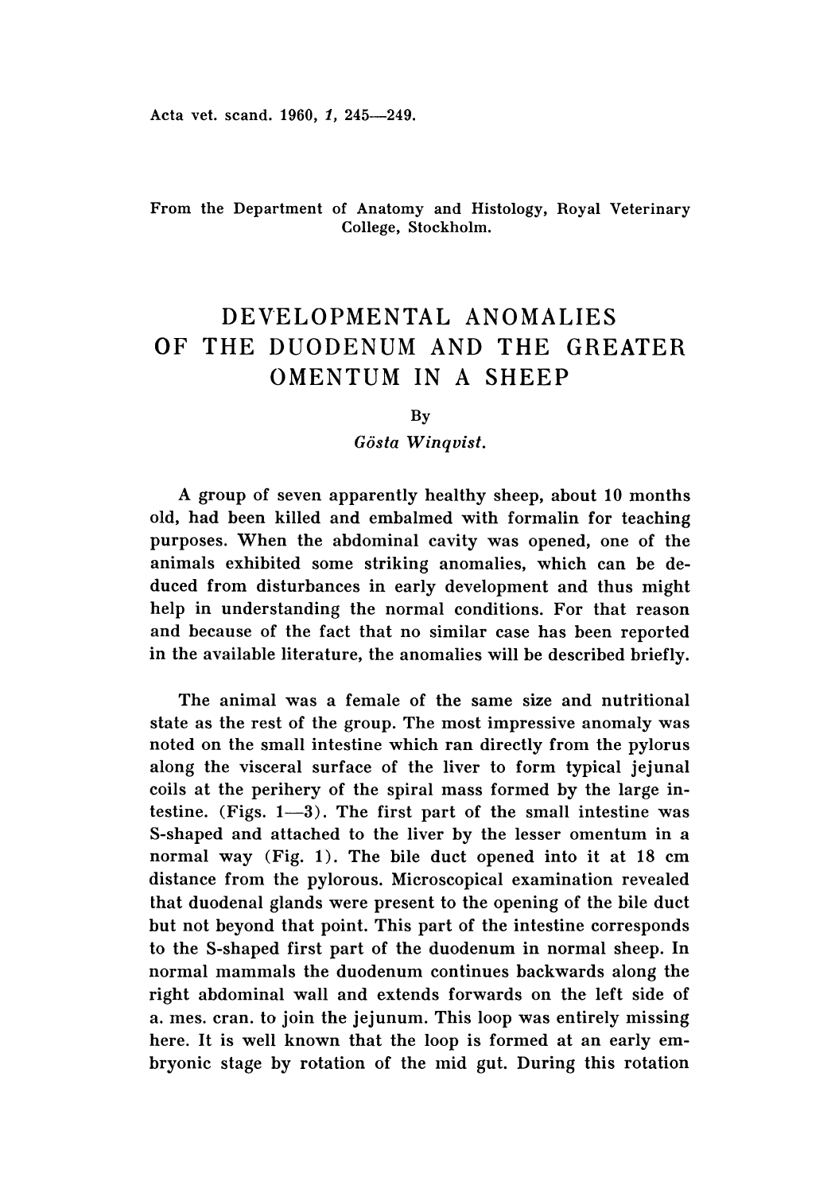From the Department of Anatomy and Histology, Royal Veterinary College, Stockholm.

# DEVELOPMENTAL ANOMALIES OF THE DUODENUM AND THE GREATER OMENTUM IN A SHEEP

By

*Gösta Winqvist.*

A group of seven apparently healthy sheep, about 10 months old, had been killed and embalmed with formalin for teaching purposes. When the abdominal cavity was opened, one of the animals exhibited some striking anomalies, which can be deduced from disturbances in early development and thus might help in understanding the normal conditions. For that reason and because of the fact that no similar case has been reported in the available literature, the anomalies will be described briefly.

The animal was a female of the same size and nutritional state as the rest of the group. The most impressive anomaly was noted on the small intestine which ran directly from the pylorus along the visceral surface of the liver to form typical jejunal coils at the perihery of the spiral mass formed by the large intestine. (Figs. 1—3). The first part of the small intestine was S-shaped and attached to the liver by the lesser omentum in a normal way (Fig. 1). The bile duct opened into it at 18 cm distance from the pylorous. Microscopical examination revealed that duodenal glands were present to the opening of the bile duct but not beyond that point. This part of the intestine corresponds to the S-shaped first part of the duodenum in normal sheep. In normal mammals the duodenum continues backwards along the right abdominal wall and extends forwards on the left side of a. mes. cran. to join the jejunum. This loop was entirely missing here. It is well known that the loop is formed at an early embryonic stage by rotation of the mid gut. During this rotation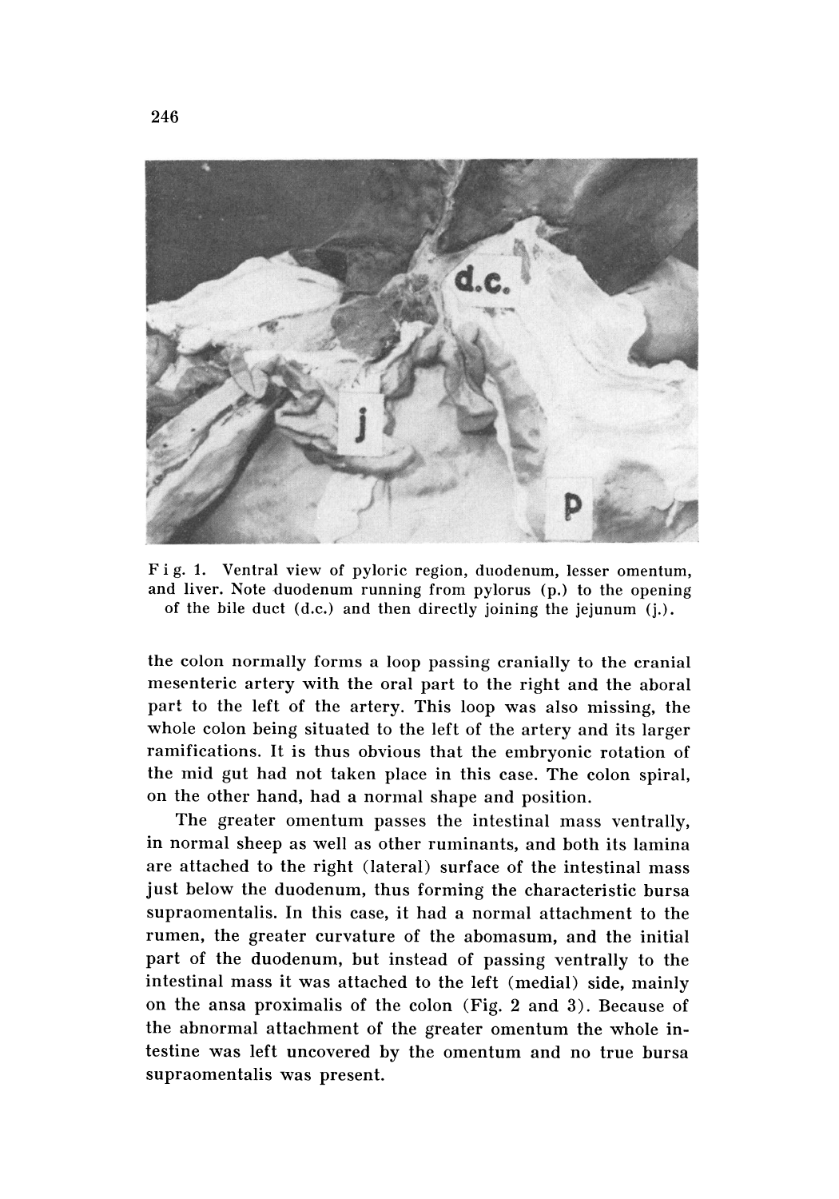Fig. 1. Ventral view of pyloric region, duodenum, lesser omentum, and liver. Note duodenum running from pylorus (p.) to the opening of the bile duct (d.c.) and then directly joining the jejunum (j.).

the colon normally forms a loop passing cranially to the cranial mesenteric artery with the oral part to the right and the aboral part to the left of the artery. This loop was also missing, the whole colon being situated to the left of the artery and its larger ramifications. It is thus obvious that the embryonic rotation of the mid gut had not taken place in this case. The colon spiral, on the other hand, had a normal shape and position.

The greater omentum passes the intestinal mass ventrally, in normal sheep as well as other ruminants, and both its lamina are attached to the right (lateral) surface of the intestinal mass just below the duodenum, thus forming the characteristic bursa supraomentalis. In this case, it had a normal attachment to the rumen, the greater curvature of the abomasum, and the initial part of the duodenum, but instead of passing ventrally to the intestinal mass it was attached to the left (medial) side, mainly on the ansa proximalis of the colon (Fig. 2 and 3). Because of the abnormal attachment of the greater omentum the whole intestine was left uncovered by the omentum and no true bursa supraomentalis was present.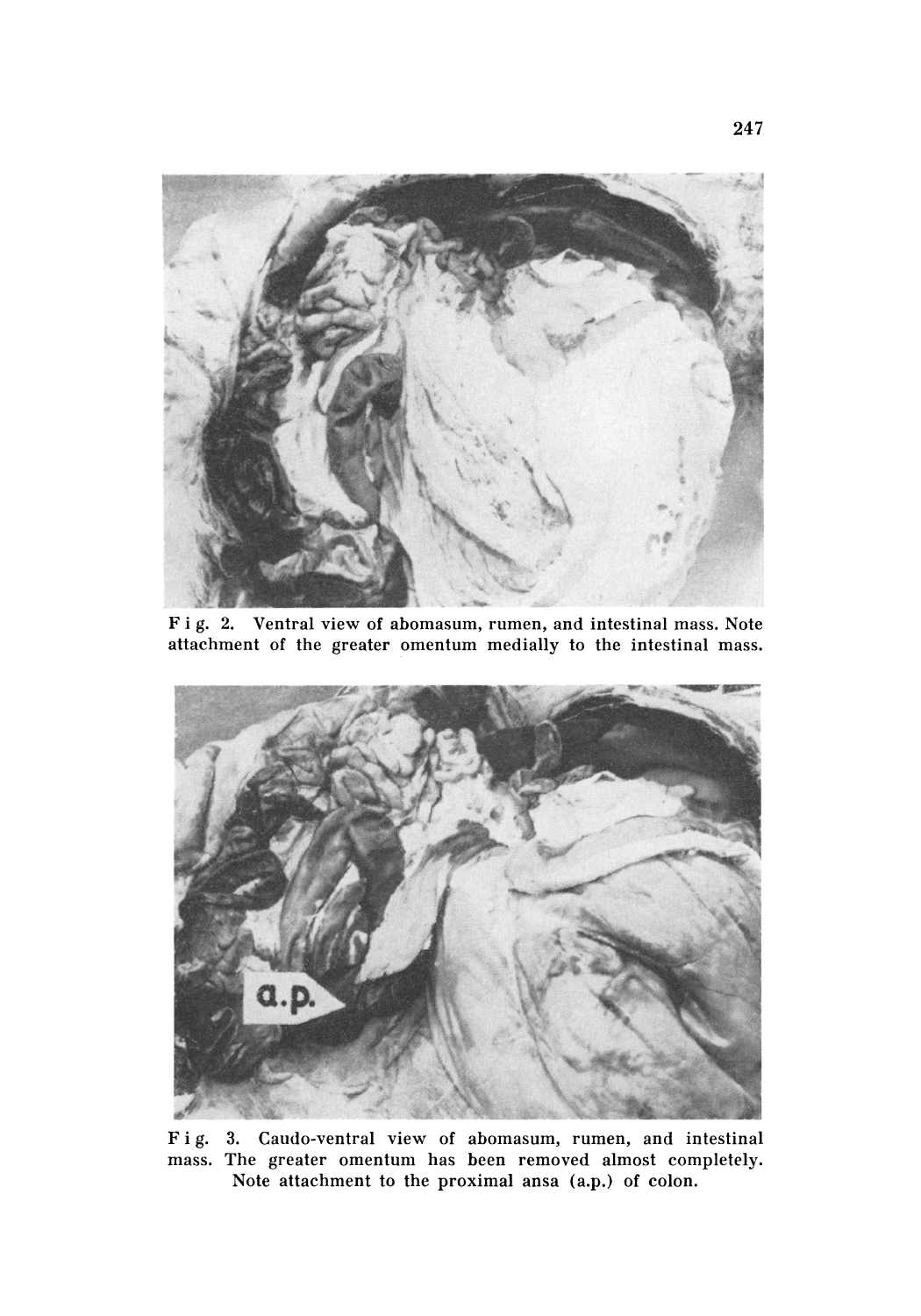Fig. 2. Ventral view of abomasum, rumen, and intestinal mass. Note attachment of the greater omentum medially to the intestinal mass.

Fig. 3. Caudo-ventral view of abomasum, rumen, and intestinal mass. The greater omentum has been removed almost completely. Note attachment to the proximal ansa (a.p.) of colon.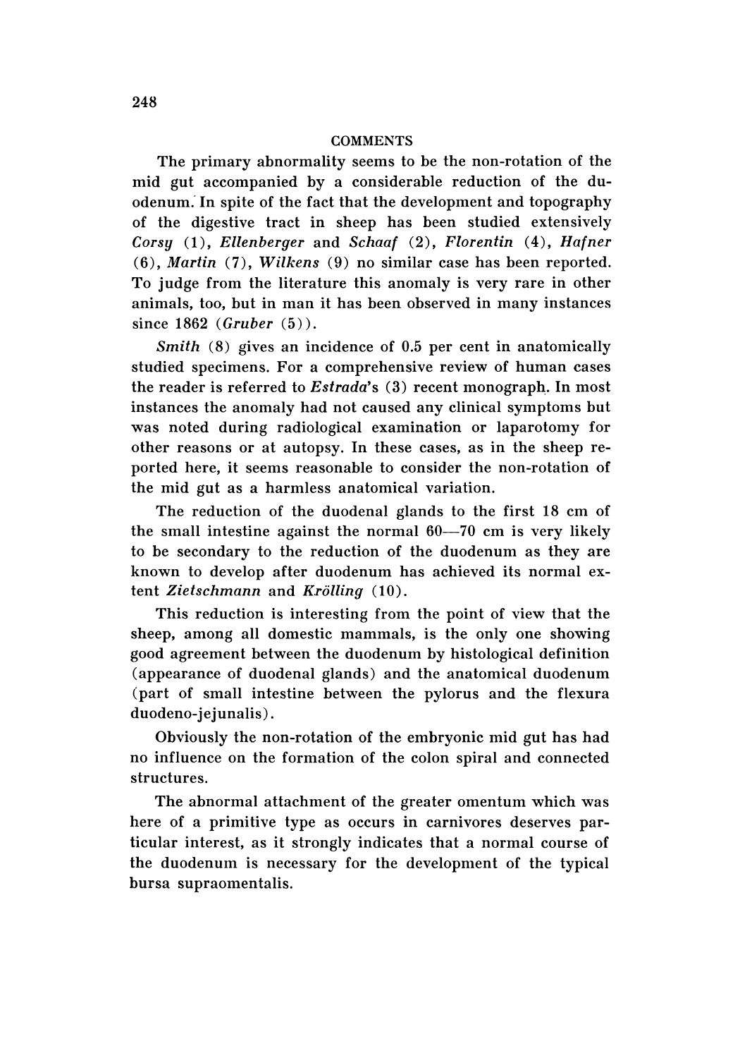## COMMENTS

The primary abnormality seems to be the non-rotation of the mid gut accompanied by a considerable reduction of the duodenum. In spite of the fact that the development and topography of the digestive tract in sheep has been studied extensively *Corsy* (1), *Ellenberger* and *Schaaf* (2), *Florentin* (4), *Hafner* (6), *Martin* (7), *Wilkens* (9) no similar case has been reported. To judge from the literature this anomaly is very rare in other animals, too, but in man it has been observed in many instances since 1862 (*Gruber* (5)).

*Smith* (8) gives an incidence of 0.5 per cent in anatomically studied specimens. For a comprehensive review of human cases the reader is referred to *Estrada*'s (3) recent monograph. In most instances the anomaly had not caused any clinical symptoms but was noted during radiological examination or laparotomy for other reasons or at autopsy. In these cases, as in the sheep reported here, it seems reasonable to consider the non-rotation of the mid gut as a harmless anatomical variation.

The reduction of the duodenal glands to the first 18 cm of the small intestine against the normal 60—70 cm is very likely to be secondary to the reduction of the duodenum as they are known to develop after duodenum has achieved its normal extent *Zietschmann* and *Krölling* (10).

This reduction is interesting from the point of view that the sheep, among all domestic mammals, is the only one showing good agreement between the duodenum by histological definition (appearance of duodenal glands) and the anatomical duodenum (part of small intestine between the pylorus and the flexura duodeno-jejunalis).

Obviously the non-rotation of the embryonic mid gut has had no influence on the formation of the colon spiral and connected structures.

The abnormal attachment of the greater omentum which was here of a primitive type as occurs in carnivores deserves particular interest, as it strongly indicates that a normal course of the duodenum is necessary for the development of the typical bursa supraomentalis.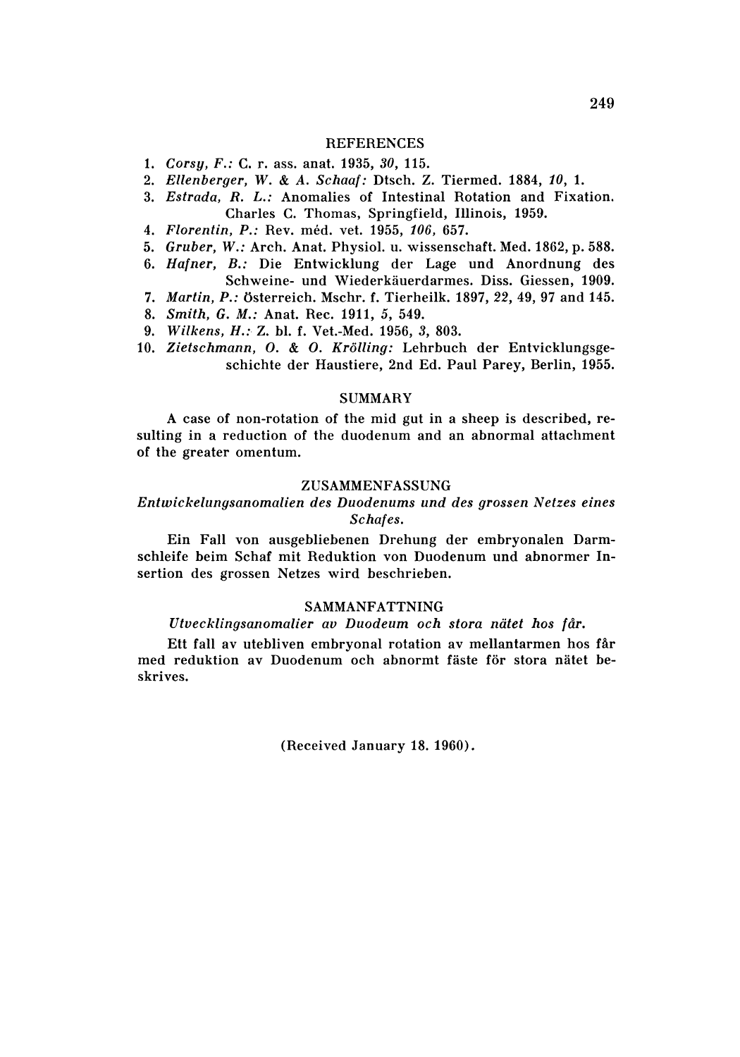## REFERENCES

1. *Corsy, F.:* C. r. ass. anat. 1935, *30*, 115.
2. *Ellenberger, W. & A. Schaaf:* Dtsch. Z. Tiermed. 1884, *10*, 1.
3. *Estrada, R. L.:* Anomalies of Intestinal Rotation and Fixation. Charles C. Thomas, Springfield, Illinois, 1959.
4. *Florentin, P.:* Rev. méd. vet. 1955, *106*, 657.
5. *Gruber, W.:* Arch. Anat. Physiol. u. wissenschaft. Med. 1862, p. 588.
6. *Hafner, B.:* Die Entwicklung der Lage und Anordnung des Schweine- und Wiederkäuerdarmes. Diss. Giessen, 1909.
7. *Martin, P.:* Österreich. Mschr. f. Tierheilk. 1897, *22*, 49, 97 and 145.
8. *Smith, G. M.:* Anat. Rec. 1911, *5*, 549.
9. *Wilkens, H.:* Z. bl. f. Vet.-Med. 1956, *3*, 803.
10. *Zietschmann, O. & O. Krölling:* Lehrbuch der Entvicklungsgeschichte der Haustiere, 2nd Ed. Paul Parey, Berlin, 1955.

## SUMMARY

A case of non-rotation of the mid gut in a sheep is described, resulting in a reduction of the duodenum and an abnormal attachment of the greater omentum.

## ZUSAMMENFASSUNG

*Entwickelungsanomalien des Duodenums und des grossen Netzes eines Schafes.*

Ein Fall von ausgebliebenen Drehung der embryonalen Darmschleife beim Schaf mit Reduktion von Duodenum und abnormer Insertion des grossen Netzes wird beschrieben.

## SAMMANFATTNING

*Utvecklingsanomalier av Duodeum och stora nätet hos får.*

Ett fall av utebliven embryonal rotation av mellantarmen hos får med reduktion av Duodenum och abnormt fäste för stora nätet beskrives.

(Received January 18. 1960).